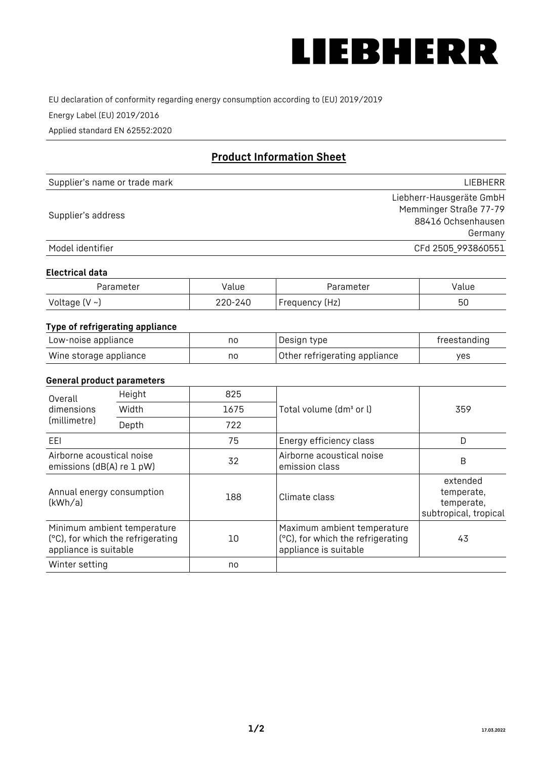LIEBHERR

EU declaration of conformity regarding energy consumption according to (EU) 2019/2019

Energy Label (EU) 2019/2016

Applied standard EN 62552:2020

## Product Information Sheet

| | |
|---|---|
| Supplier's name or trade mark | LIEBHERR |
| Supplier's address | Liebherr-Hausgeräte GmbH<br>Memminger Straße 77-79<br>88416 Ochsenhausen<br>Germany |
| Model identifier | CFd 2505_993860551 |

### Electrical data

| Parameter | Value | Parameter | Value |
|---|---|---|---|
| Voltage (V ~) | 220-240 | Frequency (Hz) | 50 |

### Type of refrigerating appliance

| | | | |
|---|---|---|---|
| Low-noise appliance | no | Design type | freestanding |
| Wine storage appliance | no | Other refrigerating appliance | yes |

### General product parameters

| | | | | |
|---|---|---|---|---|
| Overall dimensions (millimetre) | Height | 825 | Total volume (dm³ or l) | 359 |
| | Width | 1675 | | |
| | Depth | 722 | | |
| EEI | | 75 | Energy efficiency class | D |
| Airborne acoustical noise emissions (dB(A) re 1 pW) | | 32 | Airborne acoustical noise emission class | B |
| Annual energy consumption (kWh/a) | | 188 | Climate class | extended temperate, temperate, subtropical, tropical |
| Minimum ambient temperature (°C), for which the refrigerating appliance is suitable | | 10 | Maximum ambient temperature (°C), for which the refrigerating appliance is suitable | 43 |
| Winter setting | | no | | |

17.03.2022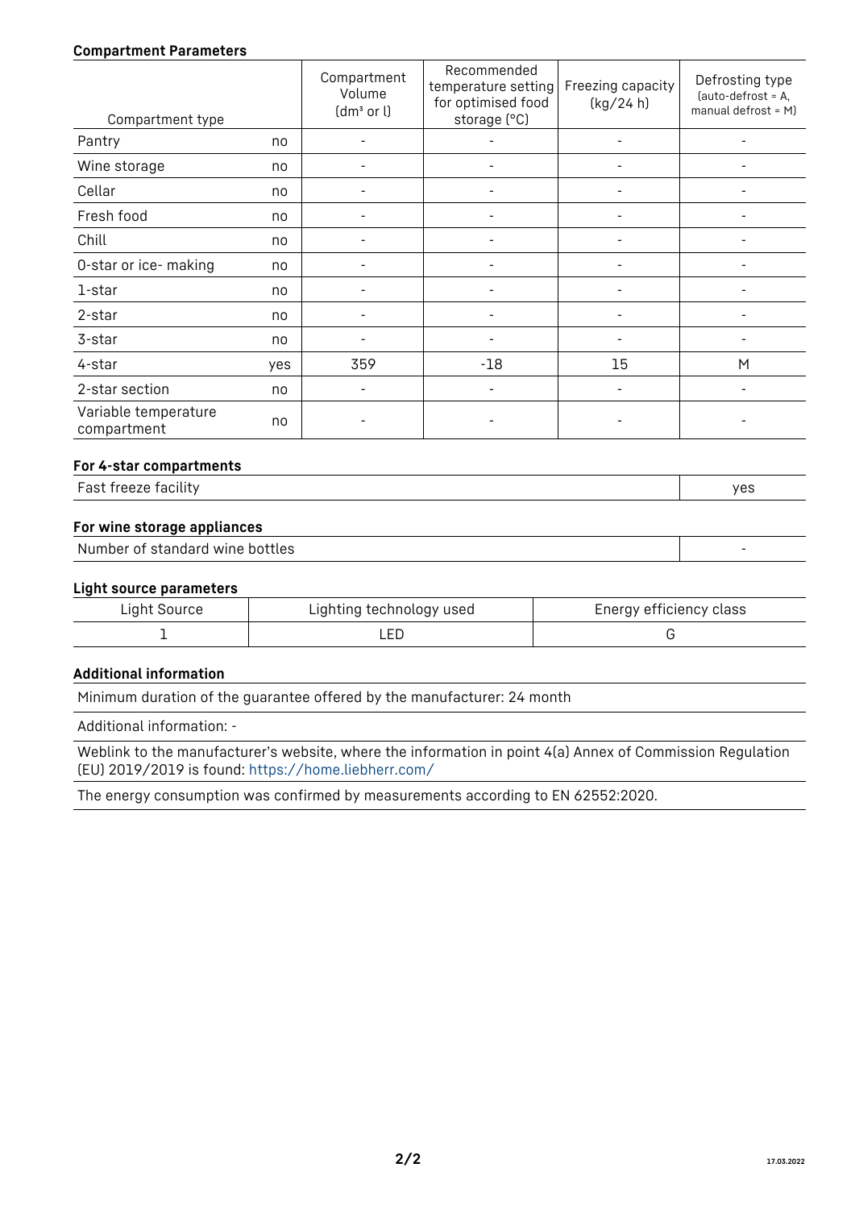**Compartment Parameters**

| Compartment type | | Compartment Volume (dm³ or l) | Recommended temperature setting for optimised food storage (°C) | Freezing capacity (kg/24 h) | Defrosting type (auto-defrost = A, manual defrost = M) |
|---|---|---|---|---|---|
| Pantry | no | - | - | - | - |
| Wine storage | no | - | - | - | - |
| Cellar | no | - | - | - | - |
| Fresh food | no | - | - | - | - |
| Chill | no | - | - | - | - |
| 0-star or ice- making | no | - | - | - | - |
| 1-star | no | - | - | - | - |
| 2-star | no | - | - | - | - |
| 3-star | no | - | - | - | - |
| 4-star | yes | 359 | -18 | 15 | M |
| 2-star section | no | - | - | - | - |
| Variable temperature compartment | no | - | - | - | - |

**For 4-star compartments**

| | |
|---|---|
| Fast freeze facility | yes |

**For wine storage appliances**

| | |
|---|---|
| Number of standard wine bottles | - |

**Light source parameters**

| Light Source | Lighting technology used | Energy efficiency class |
|---|---|---|
| 1 | LED | G |

**Additional information**

Minimum duration of the guarantee offered by the manufacturer: 24 month

Additional information: -

Weblink to the manufacturer's website, where the information in point 4(a) Annex of Commission Regulation (EU) 2019/2019 is found: https://home.liebherr.com/

The energy consumption was confirmed by measurements according to EN 62552:2020.

17.03.2022